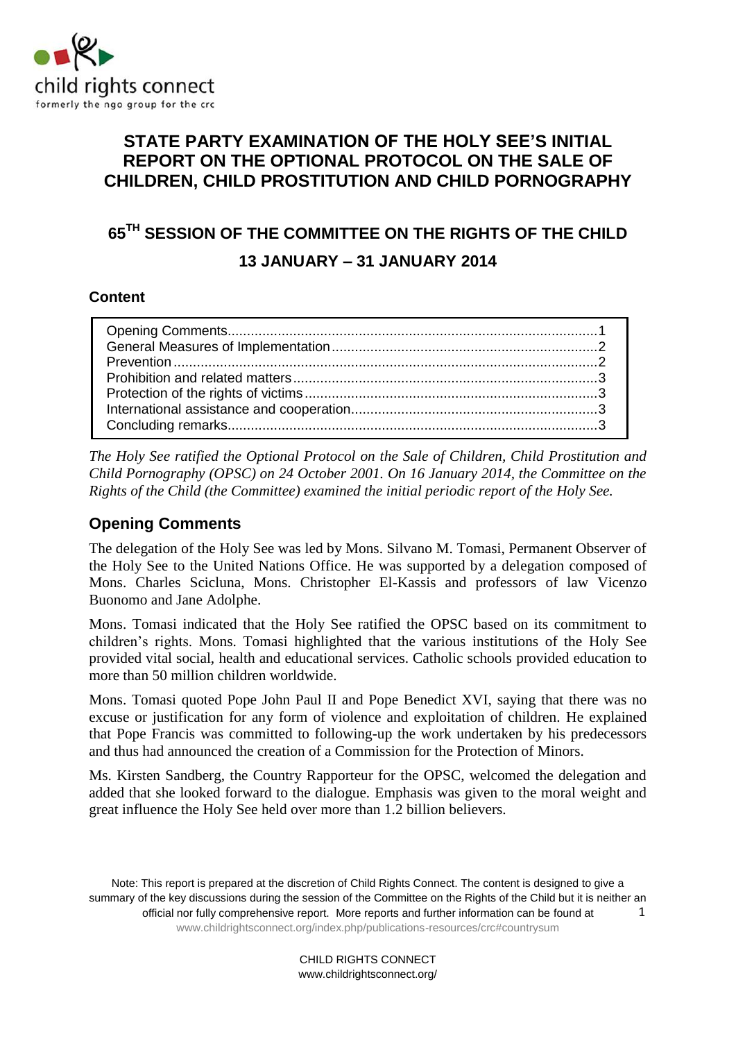child rights connect
formerly the ngo group for the crc

# STATE PARTY EXAMINATION OF THE HOLY SEE'S INITIAL REPORT ON THE OPTIONAL PROTOCOL ON THE SALE OF CHILDREN, CHILD PROSTITUTION AND CHILD PORNOGRAPHY

## 65TH SESSION OF THE COMMITTEE ON THE RIGHTS OF THE CHILD

## 13 JANUARY – 31 JANUARY 2014

### Content

- Opening Comments....................................................................1
- General Measures of Implementation...........................................2
- Prevention..................................................................................2
- Prohibition and related matters...................................................3
- Protection of the rights of victims................................................3
- International assistance and cooperation....................................3
- Concluding remarks....................................................................3

*The Holy See ratified the Optional Protocol on the Sale of Children, Child Prostitution and Child Pornography (OPSC) on 24 October 2001. On 16 January 2014, the Committee on the Rights of the Child (the Committee) examined the initial periodic report of the Holy See.*

## Opening Comments

The delegation of the Holy See was led by Mons. Silvano M. Tomasi, Permanent Observer of the Holy See to the United Nations Office. He was supported by a delegation composed of Mons. Charles Scicluna, Mons. Christopher El-Kassis and professors of law Vicenzo Buonomo and Jane Adolphe.

Mons. Tomasi indicated that the Holy See ratified the OPSC based on its commitment to children's rights. Mons. Tomasi highlighted that the various institutions of the Holy See provided vital social, health and educational services. Catholic schools provided education to more than 50 million children worldwide.

Mons. Tomasi quoted Pope John Paul II and Pope Benedict XVI, saying that there was no excuse or justification for any form of violence and exploitation of children. He explained that Pope Francis was committed to following-up the work undertaken by his predecessors and thus had announced the creation of a Commission for the Protection of Minors.

Ms. Kirsten Sandberg, the Country Rapporteur for the OPSC, welcomed the delegation and added that she looked forward to the dialogue. Emphasis was given to the moral weight and great influence the Holy See held over more than 1.2 billion believers.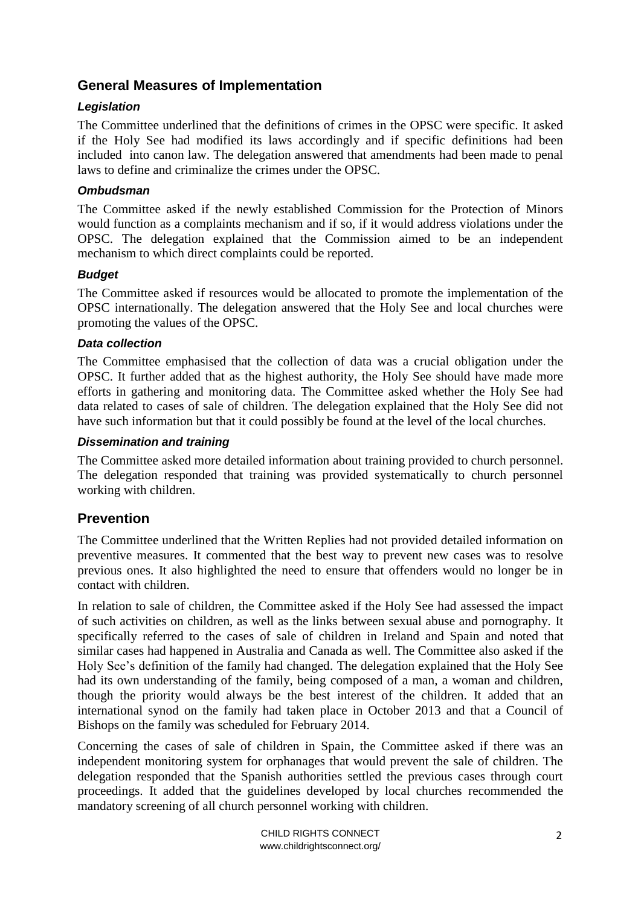## General Measures of Implementation

### *Legislation*

The Committee underlined that the definitions of crimes in the OPSC were specific. It asked if the Holy See had modified its laws accordingly and if specific definitions had been included into canon law. The delegation answered that amendments had been made to penal laws to define and criminalize the crimes under the OPSC.

### *Ombudsman*

The Committee asked if the newly established Commission for the Protection of Minors would function as a complaints mechanism and if so, if it would address violations under the OPSC. The delegation explained that the Commission aimed to be an independent mechanism to which direct complaints could be reported.

### *Budget*

The Committee asked if resources would be allocated to promote the implementation of the OPSC internationally. The delegation answered that the Holy See and local churches were promoting the values of the OPSC.

### *Data collection*

The Committee emphasised that the collection of data was a crucial obligation under the OPSC. It further added that as the highest authority, the Holy See should have made more efforts in gathering and monitoring data. The Committee asked whether the Holy See had data related to cases of sale of children. The delegation explained that the Holy See did not have such information but that it could possibly be found at the level of the local churches.

### *Dissemination and training*

The Committee asked more detailed information about training provided to church personnel. The delegation responded that training was provided systematically to church personnel working with children.

## Prevention

The Committee underlined that the Written Replies had not provided detailed information on preventive measures. It commented that the best way to prevent new cases was to resolve previous ones. It also highlighted the need to ensure that offenders would no longer be in contact with children.

In relation to sale of children, the Committee asked if the Holy See had assessed the impact of such activities on children, as well as the links between sexual abuse and pornography. It specifically referred to the cases of sale of children in Ireland and Spain and noted that similar cases had happened in Australia and Canada as well. The Committee also asked if the Holy See's definition of the family had changed. The delegation explained that the Holy See had its own understanding of the family, being composed of a man, a woman and children, though the priority would always be the best interest of the children. It added that an international synod on the family had taken place in October 2013 and that a Council of Bishops on the family was scheduled for February 2014.

Concerning the cases of sale of children in Spain, the Committee asked if there was an independent monitoring system for orphanages that would prevent the sale of children. The delegation responded that the Spanish authorities settled the previous cases through court proceedings. It added that the guidelines developed by local churches recommended the mandatory screening of all church personnel working with children.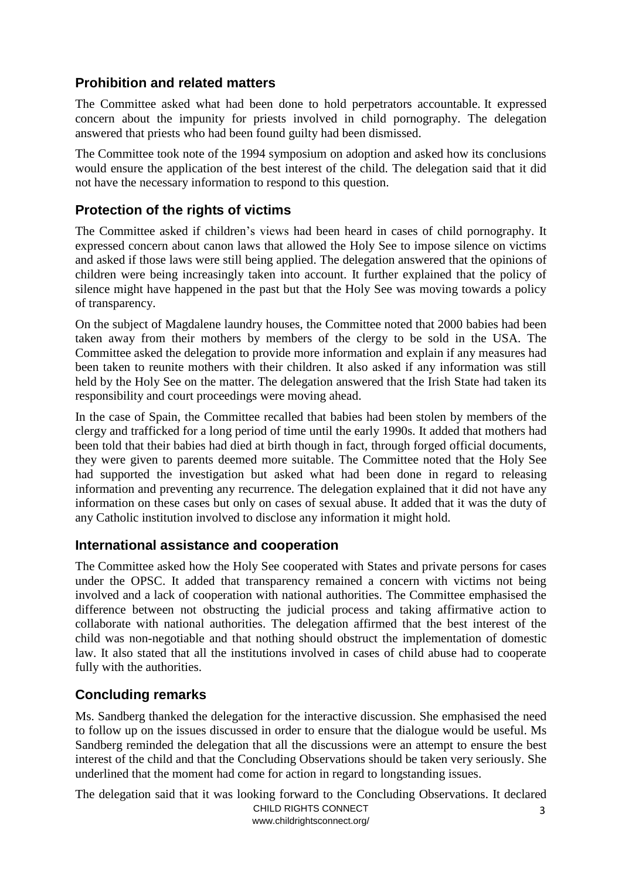## Prohibition and related matters

The Committee asked what had been done to hold perpetrators accountable. It expressed concern about the impunity for priests involved in child pornography. The delegation answered that priests who had been found guilty had been dismissed.

The Committee took note of the 1994 symposium on adoption and asked how its conclusions would ensure the application of the best interest of the child. The delegation said that it did not have the necessary information to respond to this question.

## Protection of the rights of victims

The Committee asked if children's views had been heard in cases of child pornography. It expressed concern about canon laws that allowed the Holy See to impose silence on victims and asked if those laws were still being applied. The delegation answered that the opinions of children were being increasingly taken into account. It further explained that the policy of silence might have happened in the past but that the Holy See was moving towards a policy of transparency.

On the subject of Magdalene laundry houses, the Committee noted that 2000 babies had been taken away from their mothers by members of the clergy to be sold in the USA. The Committee asked the delegation to provide more information and explain if any measures had been taken to reunite mothers with their children. It also asked if any information was still held by the Holy See on the matter. The delegation answered that the Irish State had taken its responsibility and court proceedings were moving ahead.

In the case of Spain, the Committee recalled that babies had been stolen by members of the clergy and trafficked for a long period of time until the early 1990s. It added that mothers had been told that their babies had died at birth though in fact, through forged official documents, they were given to parents deemed more suitable. The Committee noted that the Holy See had supported the investigation but asked what had been done in regard to releasing information and preventing any recurrence. The delegation explained that it did not have any information on these cases but only on cases of sexual abuse. It added that it was the duty of any Catholic institution involved to disclose any information it might hold.

## International assistance and cooperation

The Committee asked how the Holy See cooperated with States and private persons for cases under the OPSC. It added that transparency remained a concern with victims not being involved and a lack of cooperation with national authorities. The Committee emphasised the difference between not obstructing the judicial process and taking affirmative action to collaborate with national authorities. The delegation affirmed that the best interest of the child was non-negotiable and that nothing should obstruct the implementation of domestic law. It also stated that all the institutions involved in cases of child abuse had to cooperate fully with the authorities.

## Concluding remarks

Ms. Sandberg thanked the delegation for the interactive discussion. She emphasised the need to follow up on the issues discussed in order to ensure that the dialogue would be useful. Ms Sandberg reminded the delegation that all the discussions were an attempt to ensure the best interest of the child and that the Concluding Observations should be taken very seriously. She underlined that the moment had come for action in regard to longstanding issues.

The delegation said that it was looking forward to the Concluding Observations. It declared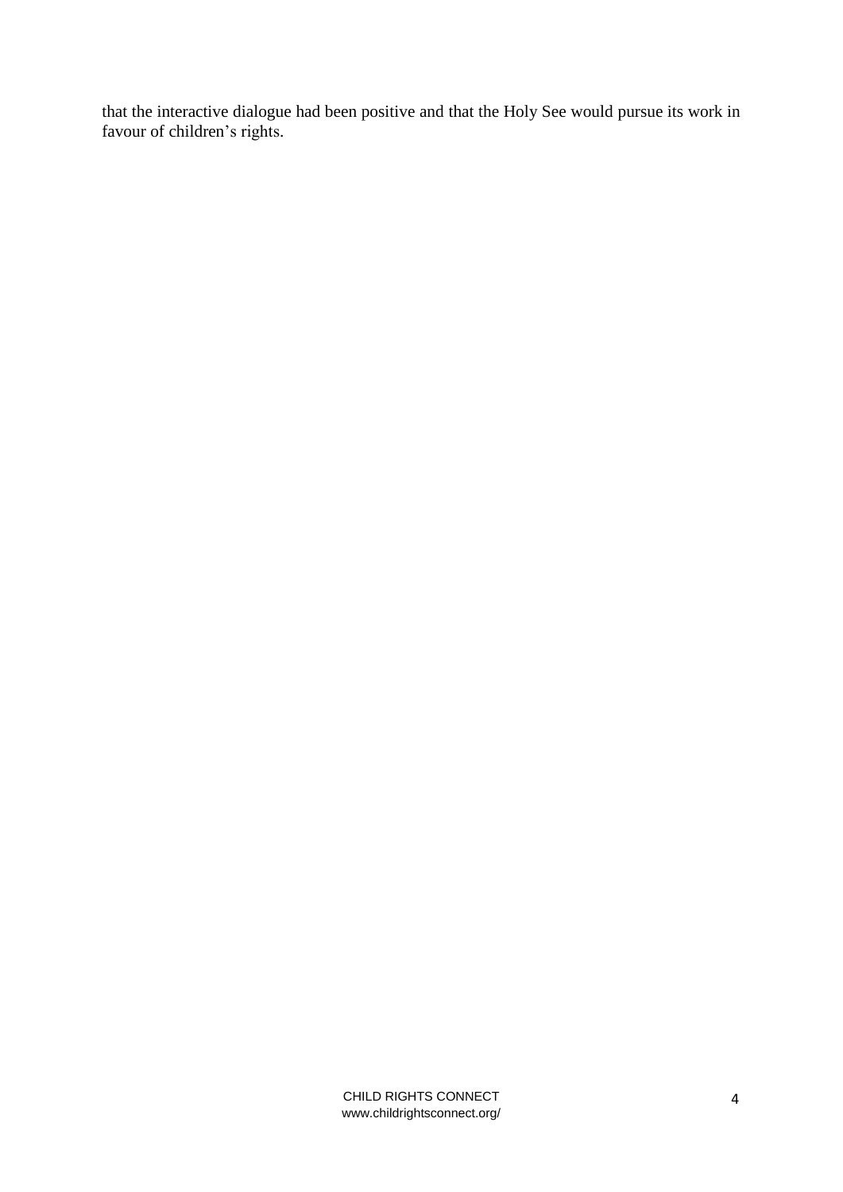that the interactive dialogue had been positive and that the Holy See would pursue its work in favour of children's rights.